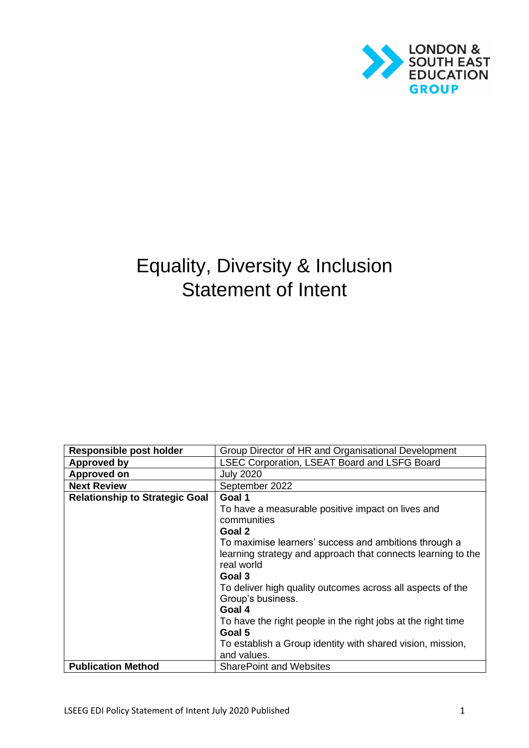LONDON & SOUTH EAST EDUCATION GROUP

# Equality, Diversity & Inclusion Statement of Intent

| **Responsible post holder** | Group Director of HR and Organisational Development |
|---|---|
| **Approved by** | LSEC Corporation, LSEAT Board and LSFG Board |
| **Approved on** | July 2020 |
| **Next Review** | September 2022 |
| **Relationship to Strategic Goal** | **Goal 1**<br>To have a measurable positive impact on lives and communities<br>**Goal 2**<br>To maximise learners' success and ambitions through a learning strategy and approach that connects learning to the real world<br>**Goal 3**<br>To deliver high quality outcomes across all aspects of the Group's business.<br>**Goal 4**<br>To have the right people in the right jobs at the right time<br>**Goal 5**<br>To establish a Group identity with shared vision, mission, and values. |
| **Publication Method** | SharePoint and Websites |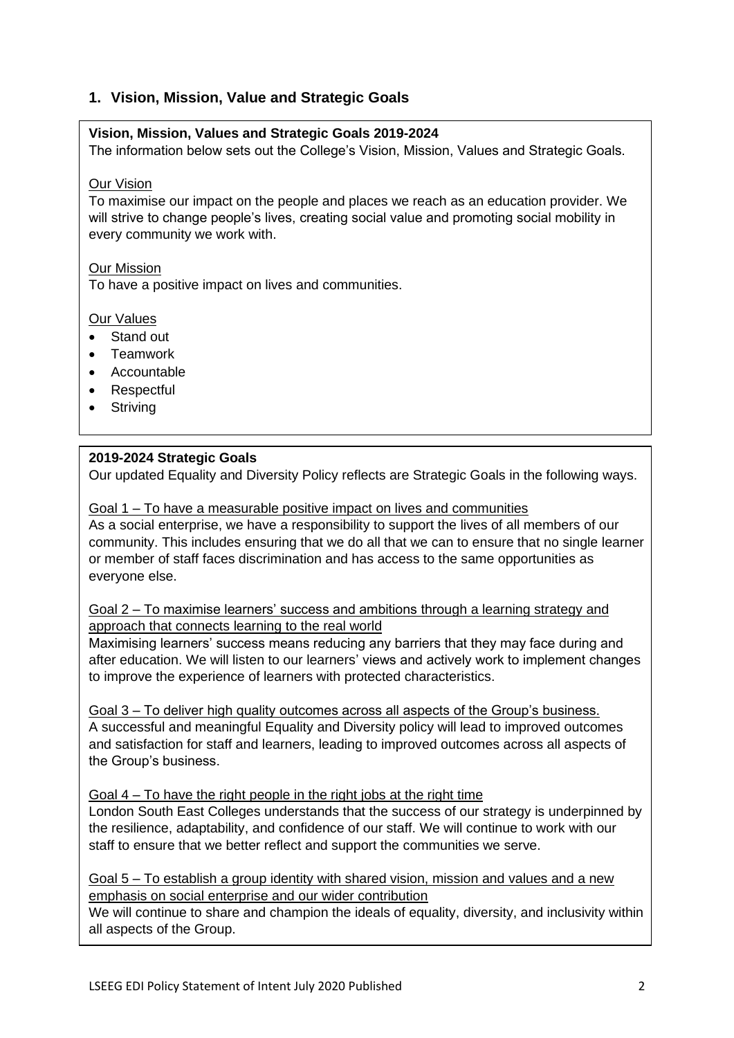## 1. Vision, Mission, Value and Strategic Goals

**Vision, Mission, Values and Strategic Goals 2019-2024**

The information below sets out the College's Vision, Mission, Values and Strategic Goals.

Our Vision

To maximise our impact on the people and places we reach as an education provider. We will strive to change people's lives, creating social value and promoting social mobility in every community we work with.

Our Mission

To have a positive impact on lives and communities.

Our Values

- Stand out
- Teamwork
- Accountable
- Respectful
- Striving

**2019-2024 Strategic Goals**

Our updated Equality and Diversity Policy reflects are Strategic Goals in the following ways.

Goal 1 – To have a measurable positive impact on lives and communities

As a social enterprise, we have a responsibility to support the lives of all members of our community. This includes ensuring that we do all that we can to ensure that no single learner or member of staff faces discrimination and has access to the same opportunities as everyone else.

Goal 2 – To maximise learners' success and ambitions through a learning strategy and approach that connects learning to the real world

Maximising learners' success means reducing any barriers that they may face during and after education. We will listen to our learners' views and actively work to implement changes to improve the experience of learners with protected characteristics.

Goal 3 – To deliver high quality outcomes across all aspects of the Group's business.

A successful and meaningful Equality and Diversity policy will lead to improved outcomes and satisfaction for staff and learners, leading to improved outcomes across all aspects of the Group's business.

Goal 4 – To have the right people in the right jobs at the right time

London South East Colleges understands that the success of our strategy is underpinned by the resilience, adaptability, and confidence of our staff. We will continue to work with our staff to ensure that we better reflect and support the communities we serve.

Goal 5 – To establish a group identity with shared vision, mission and values and a new emphasis on social enterprise and our wider contribution

We will continue to share and champion the ideals of equality, diversity, and inclusivity within all aspects of the Group.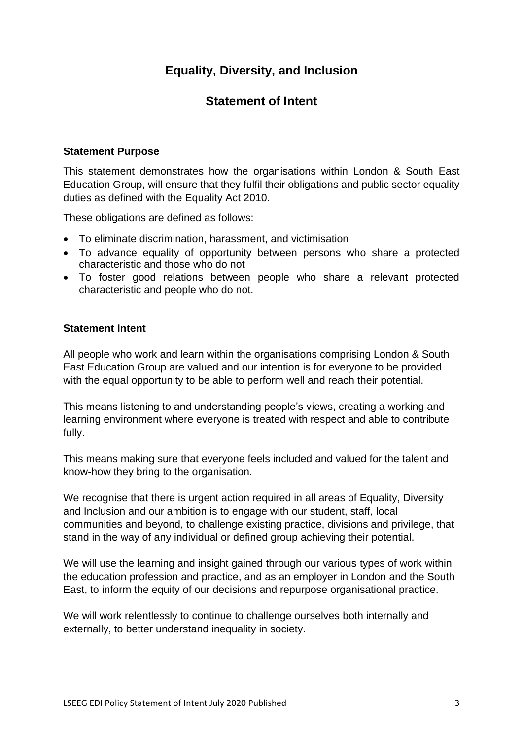# Equality, Diversity, and Inclusion

## Statement of Intent

**Statement Purpose**

This statement demonstrates how the organisations within London & South East Education Group, will ensure that they fulfil their obligations and public sector equality duties as defined with the Equality Act 2010.

These obligations are defined as follows:

- To eliminate discrimination, harassment, and victimisation
- To advance equality of opportunity between persons who share a protected characteristic and those who do not
- To foster good relations between people who share a relevant protected characteristic and people who do not.

**Statement Intent**

All people who work and learn within the organisations comprising London & South East Education Group are valued and our intention is for everyone to be provided with the equal opportunity to be able to perform well and reach their potential.

This means listening to and understanding people's views, creating a working and learning environment where everyone is treated with respect and able to contribute fully.

This means making sure that everyone feels included and valued for the talent and know-how they bring to the organisation.

We recognise that there is urgent action required in all areas of Equality, Diversity and Inclusion and our ambition is to engage with our student, staff, local communities and beyond, to challenge existing practice, divisions and privilege, that stand in the way of any individual or defined group achieving their potential.

We will use the learning and insight gained through our various types of work within the education profession and practice, and as an employer in London and the South East, to inform the equity of our decisions and repurpose organisational practice.

We will work relentlessly to continue to challenge ourselves both internally and externally, to better understand inequality in society.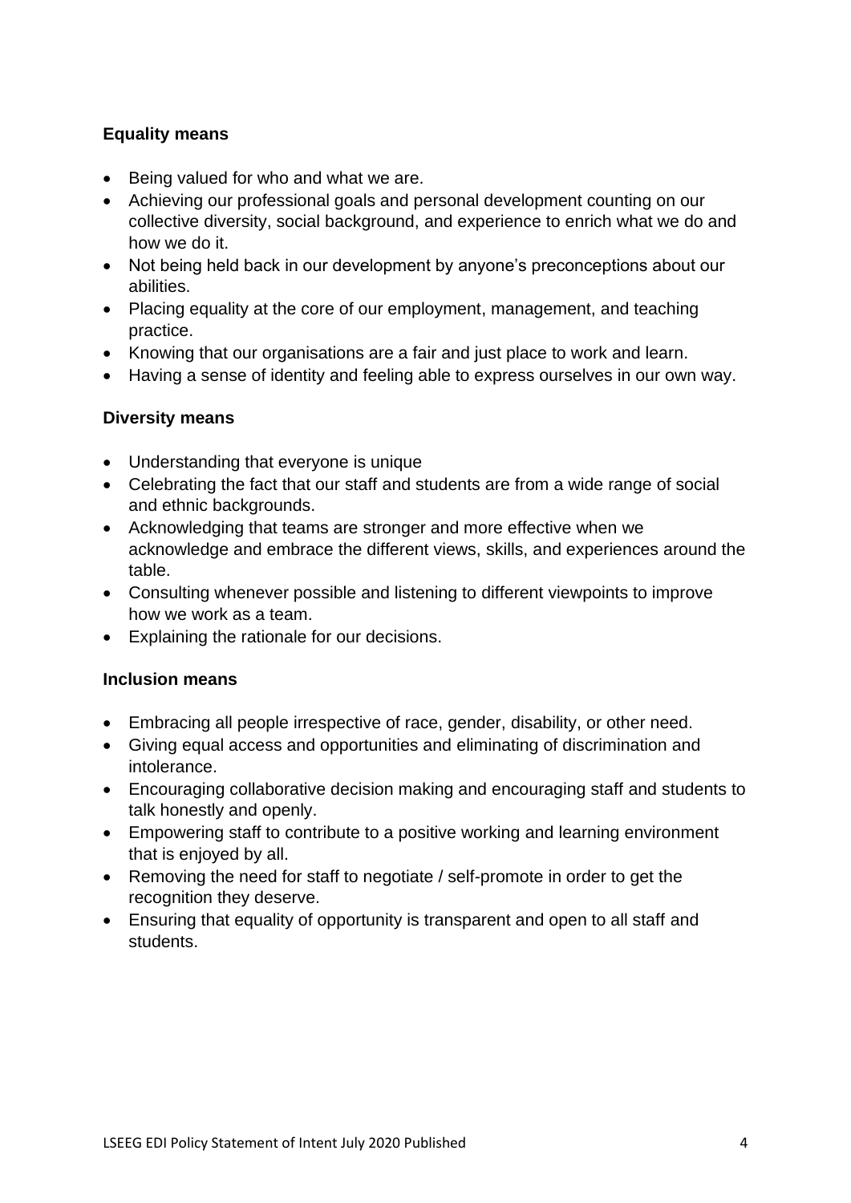**Equality means**

- Being valued for who and what we are.
- Achieving our professional goals and personal development counting on our collective diversity, social background, and experience to enrich what we do and how we do it.
- Not being held back in our development by anyone's preconceptions about our abilities.
- Placing equality at the core of our employment, management, and teaching practice.
- Knowing that our organisations are a fair and just place to work and learn.
- Having a sense of identity and feeling able to express ourselves in our own way.

**Diversity means**

- Understanding that everyone is unique
- Celebrating the fact that our staff and students are from a wide range of social and ethnic backgrounds.
- Acknowledging that teams are stronger and more effective when we acknowledge and embrace the different views, skills, and experiences around the table.
- Consulting whenever possible and listening to different viewpoints to improve how we work as a team.
- Explaining the rationale for our decisions.

**Inclusion means**

- Embracing all people irrespective of race, gender, disability, or other need.
- Giving equal access and opportunities and eliminating of discrimination and intolerance.
- Encouraging collaborative decision making and encouraging staff and students to talk honestly and openly.
- Empowering staff to contribute to a positive working and learning environment that is enjoyed by all.
- Removing the need for staff to negotiate / self-promote in order to get the recognition they deserve.
- Ensuring that equality of opportunity is transparent and open to all staff and students.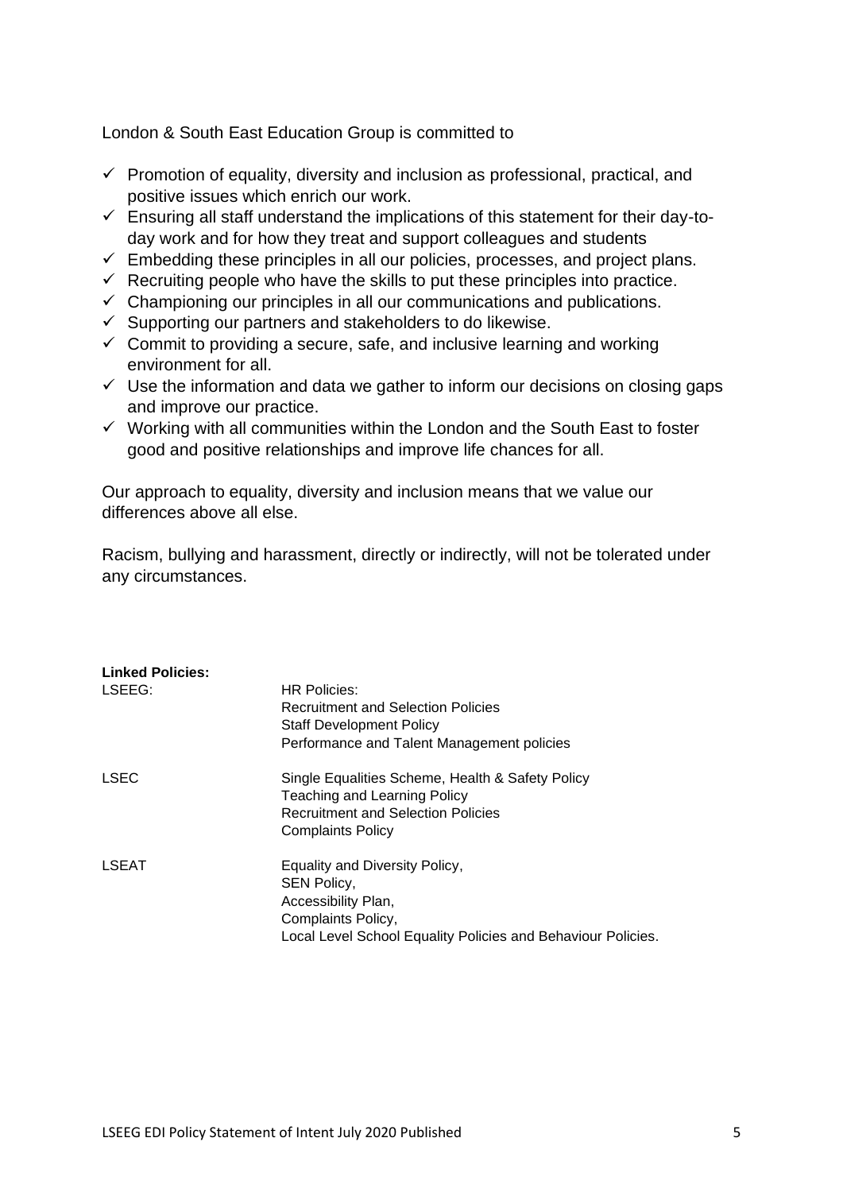London & South East Education Group is committed to

- ✓ Promotion of equality, diversity and inclusion as professional, practical, and positive issues which enrich our work.
- ✓ Ensuring all staff understand the implications of this statement for their day-to-day work and for how they treat and support colleagues and students
- ✓ Embedding these principles in all our policies, processes, and project plans.
- ✓ Recruiting people who have the skills to put these principles into practice.
- ✓ Championing our principles in all our communications and publications.
- ✓ Supporting our partners and stakeholders to do likewise.
- ✓ Commit to providing a secure, safe, and inclusive learning and working environment for all.
- ✓ Use the information and data we gather to inform our decisions on closing gaps and improve our practice.
- ✓ Working with all communities within the London and the South East to foster good and positive relationships and improve life chances for all.

Our approach to equality, diversity and inclusion means that we value our differences above all else.

Racism, bullying and harassment, directly or indirectly, will not be tolerated under any circumstances.

**Linked Policies:**

| | |
|---|---|
| LSEEG: | HR Policies:<br>Recruitment and Selection Policies<br>Staff Development Policy<br>Performance and Talent Management policies |
| LSEC | Single Equalities Scheme, Health & Safety Policy<br>Teaching and Learning Policy<br>Recruitment and Selection Policies<br>Complaints Policy |
| LSEAT | Equality and Diversity Policy,<br>SEN Policy,<br>Accessibility Plan,<br>Complaints Policy,<br>Local Level School Equality Policies and Behaviour Policies. |